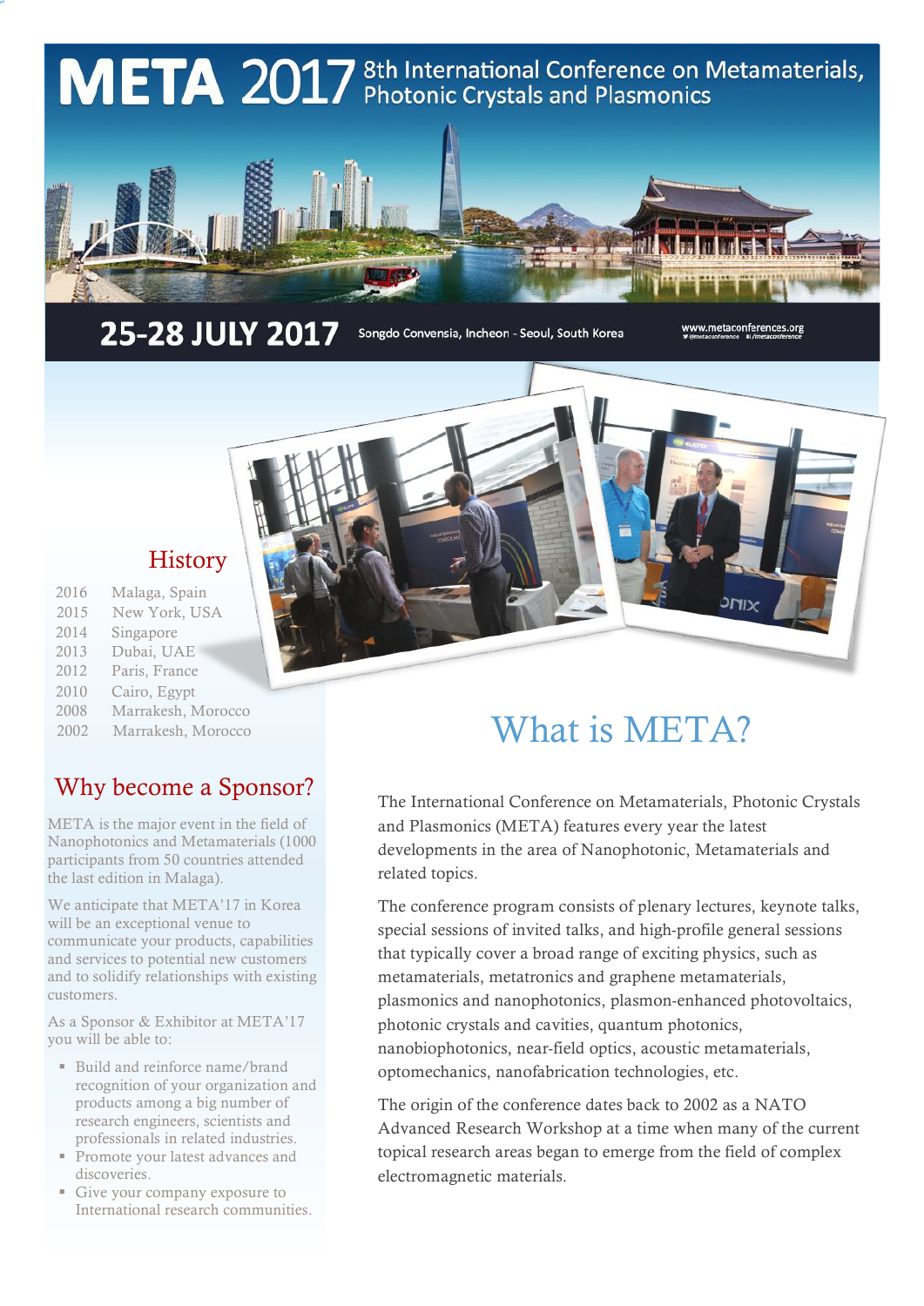# META 2017 8th International Conference on Metamaterials, Photonic Crystals and Plasmonics

**25-28 JULY 2017** Songdo Convensia, Incheon - Seoul, South Korea

www.metaconferences.org

## History

| | |
|---|---|
| 2016 | Malaga, Spain |
| 2015 | New York, USA |
| 2014 | Singapore |
| 2013 | Dubai, UAE |
| 2012 | Paris, France |
| 2010 | Cairo, Egypt |
| 2008 | Marrakesh, Morocco |
| 2002 | Marrakesh, Morocco |

## Why become a Sponsor?

META is the major event in the field of Nanophotonics and Metamaterials (1000 participants from 50 countries attended the last edition in Malaga).

We anticipate that META'17 in Korea will be an exceptional venue to communicate your products, capabilities and services to potential new customers and to solidify relationships with existing customers.

As a Sponsor & Exhibitor at META'17 you will be able to:

- Build and reinforce name/brand recognition of your organization and products among a big number of research engineers, scientists and professionals in related industries.
- Promote your latest advances and discoveries.
- Give your company exposure to International research communities.

# What is META?

The International Conference on Metamaterials, Photonic Crystals and Plasmonics (META) features every year the latest developments in the area of Nanophotonic, Metamaterials and related topics.

The conference program consists of plenary lectures, keynote talks, special sessions of invited talks, and high-profile general sessions that typically cover a broad range of exciting physics, such as metamaterials, metatronics and graphene metamaterials, plasmonics and nanophotonics, plasmon-enhanced photovoltaics, photonic crystals and cavities, quantum photonics, nanobiophotonics, near-field optics, acoustic metamaterials, optomechanics, nanofabrication technologies, etc.

The origin of the conference dates back to 2002 as a NATO Advanced Research Workshop at a time when many of the current topical research areas began to emerge from the field of complex electromagnetic materials.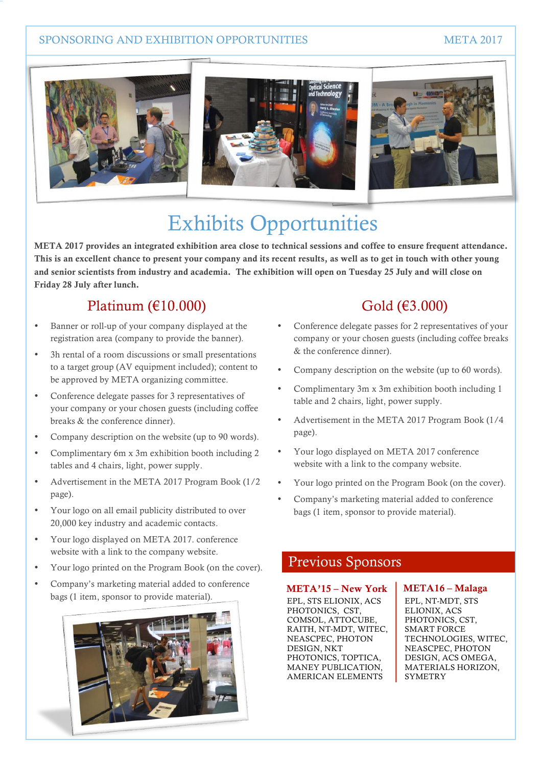# Exhibits Opportunities

**META 2017 provides an integrated exhibition area close to technical sessions and coffee to ensure frequent attendance. This is an excellent chance to present your company and its recent results, as well as to get in touch with other young and senior scientists from industry and academia. The exhibition will open on Tuesday 25 July and will close on Friday 28 July after lunch.**

## Platinum (€10.000)

- Banner or roll-up of your company displayed at the registration area (company to provide the banner).
- 3h rental of a room discussions or small presentations to a target group (AV equipment included); content to be approved by META organizing committee.
- Conference delegate passes for 3 representatives of your company or your chosen guests (including coffee breaks & the conference dinner).
- Company description on the website (up to 90 words).
- Complimentary 6m x 3m exhibition booth including 2 tables and 4 chairs, light, power supply.
- Advertisement in the META 2017 Program Book (1/2 page).
- Your logo on all email publicity distributed to over 20,000 key industry and academic contacts.
- Your logo displayed on META 2017. conference website with a link to the company website.
- Your logo printed on the Program Book (on the cover).
- Company's marketing material added to conference bags (1 item, sponsor to provide material).

## Gold (€3.000)

- Conference delegate passes for 2 representatives of your company or your chosen guests (including coffee breaks & the conference dinner).
- Company description on the website (up to 60 words).
- Complimentary 3m x 3m exhibition booth including 1 table and 2 chairs, light, power supply.
- Advertisement in the META 2017 Program Book (1/4 page).
- Your logo displayed on META 2017 conference website with a link to the company website.
- Your logo printed on the Program Book (on the cover).
- Company's marketing material added to conference bags (1 item, sponsor to provide material).

## Previous Sponsors

**META'15 – New York**

EPL, STS ELIONIX, ACS PHOTONICS, CST, COMSOL, ATTOCUBE, RAITH, NT-MDT, WITEC, NEASCPEC, PHOTON DESIGN, NKT PHOTONICS, TOPTICA, MANEY PUBLICATION, AMERICAN ELEMENTS

**META16 – Malaga**

EPL, NT-MDT, STS ELIONIX, ACS PHOTONICS, CST, SMART FORCE TECHNOLOGIES, WITEC, NEASCPEC, PHOTON DESIGN, ACS OMEGA, MATERIALS HORIZON, SYMETRY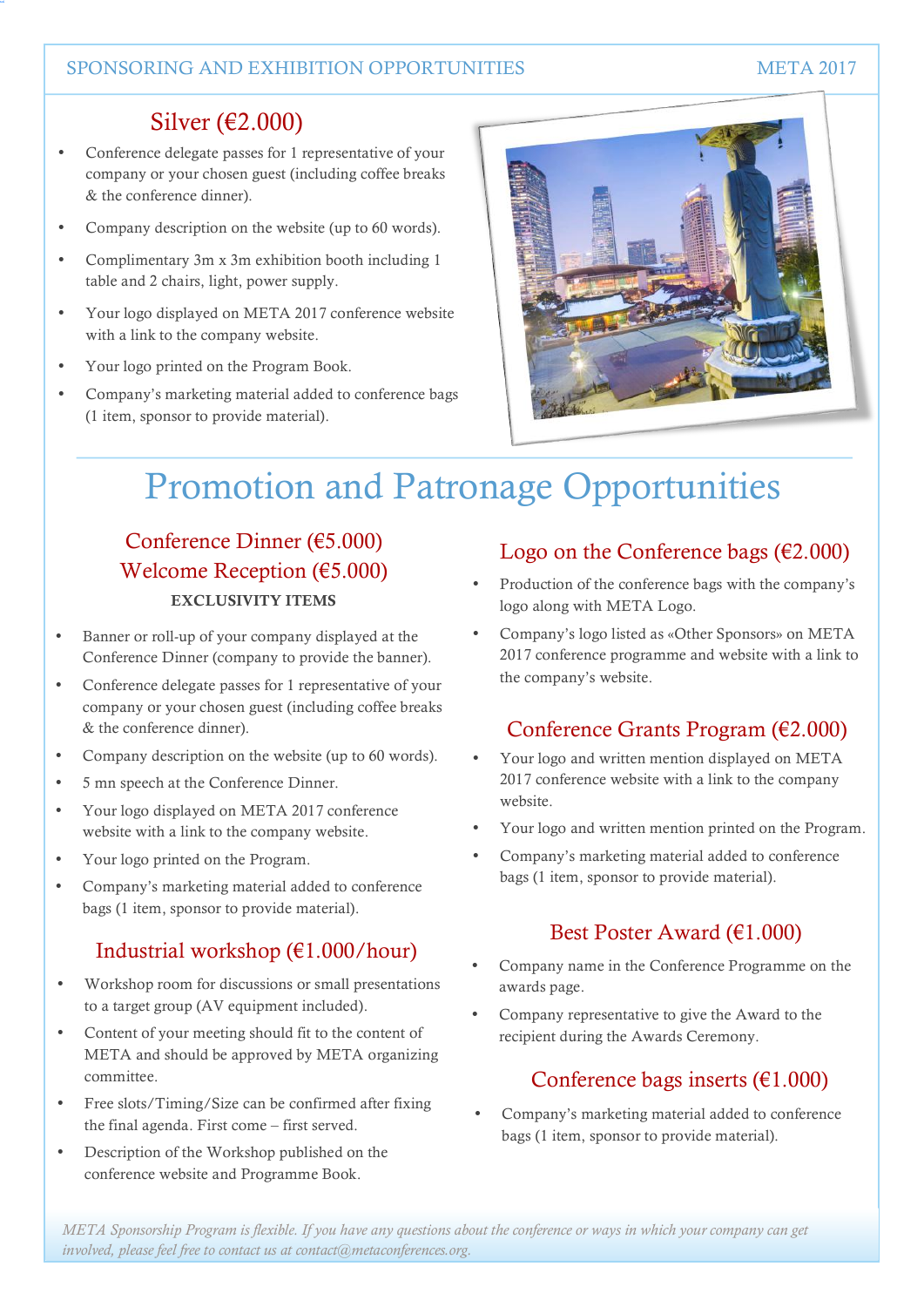## Silver (€2.000)

- Conference delegate passes for 1 representative of your company or your chosen guest (including coffee breaks & the conference dinner).
- Company description on the website (up to 60 words).
- Complimentary 3m x 3m exhibition booth including 1 table and 2 chairs, light, power supply.
- Your logo displayed on META 2017 conference website with a link to the company website.
- Your logo printed on the Program Book.
- Company's marketing material added to conference bags (1 item, sponsor to provide material).

# Promotion and Patronage Opportunities

## Conference Dinner (€5.000)
## Welcome Reception (€5.000)

**EXCLUSIVITY ITEMS**

- Banner or roll-up of your company displayed at the Conference Dinner (company to provide the banner).
- Conference delegate passes for 1 representative of your company or your chosen guest (including coffee breaks & the conference dinner).
- Company description on the website (up to 60 words).
- 5 mn speech at the Conference Dinner.
- Your logo displayed on META 2017 conference website with a link to the company website.
- Your logo printed on the Program.
- Company's marketing material added to conference bags (1 item, sponsor to provide material).

## Industrial workshop (€1.000/hour)

- Workshop room for discussions or small presentations to a target group (AV equipment included).
- Content of your meeting should fit to the content of META and should be approved by META organizing committee.
- Free slots/Timing/Size can be confirmed after fixing the final agenda. First come – first served.
- Description of the Workshop published on the conference website and Programme Book.

## Logo on the Conference bags (€2.000)

- Production of the conference bags with the company's logo along with META Logo.
- Company's logo listed as «Other Sponsors» on META 2017 conference programme and website with a link to the company's website.

## Conference Grants Program (€2.000)

- Your logo and written mention displayed on META 2017 conference website with a link to the company website.
- Your logo and written mention printed on the Program.
- Company's marketing material added to conference bags (1 item, sponsor to provide material).

## Best Poster Award (€1.000)

- Company name in the Conference Programme on the awards page.
- Company representative to give the Award to the recipient during the Awards Ceremony.

## Conference bags inserts (€1.000)

- Company's marketing material added to conference bags (1 item, sponsor to provide material).

*META Sponsorship Program is flexible. If you have any questions about the conference or ways in which your company can get involved, please feel free to contact us at contact@metaconferences.org.*